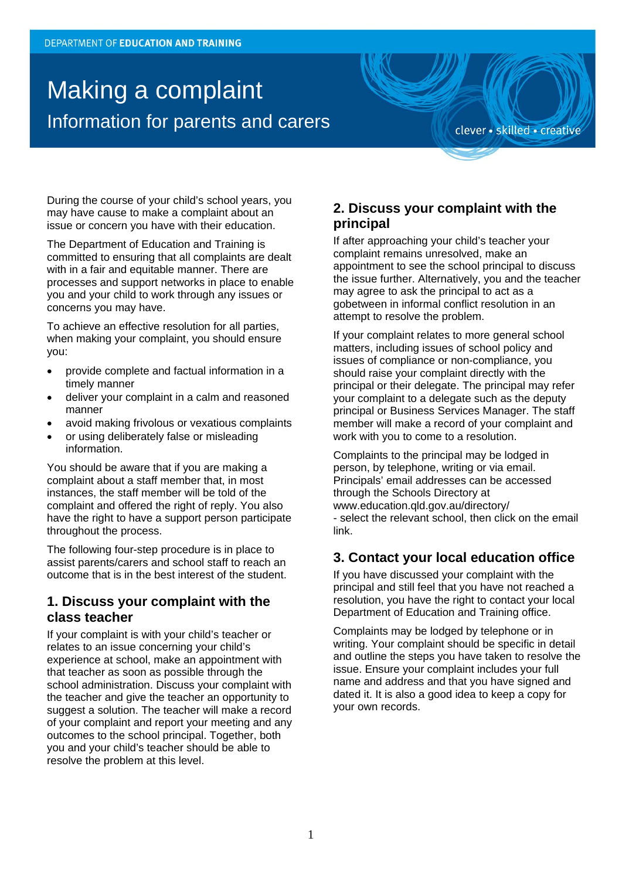DEPARTMENT OF **EDUCATION AND TRAINING**

# Making a complaint

## Information for parents and carers

clever • skilled • creative

During the course of your child's school years, you may have cause to make a complaint about an issue or concern you have with their education.

The Department of Education and Training is committed to ensuring that all complaints are dealt with in a fair and equitable manner. There are processes and support networks in place to enable you and your child to work through any issues or concerns you may have.

To achieve an effective resolution for all parties, when making your complaint, you should ensure you:

- provide complete and factual information in a timely manner
- deliver your complaint in a calm and reasoned manner
- avoid making frivolous or vexatious complaints
- or using deliberately false or misleading information.

You should be aware that if you are making a complaint about a staff member that, in most instances, the staff member will be told of the complaint and offered the right of reply. You also have the right to have a support person participate throughout the process.

The following four-step procedure is in place to assist parents/carers and school staff to reach an outcome that is in the best interest of the student.

## 1. Discuss your complaint with the class teacher

If your complaint is with your child's teacher or relates to an issue concerning your child's experience at school, make an appointment with that teacher as soon as possible through the school administration. Discuss your complaint with the teacher and give the teacher an opportunity to suggest a solution. The teacher will make a record of your complaint and report your meeting and any outcomes to the school principal. Together, both you and your child's teacher should be able to resolve the problem at this level.

## 2. Discuss your complaint with the principal

If after approaching your child's teacher your complaint remains unresolved, make an appointment to see the school principal to discuss the issue further. Alternatively, you and the teacher may agree to ask the principal to act as a gobetween in informal conflict resolution in an attempt to resolve the problem.

If your complaint relates to more general school matters, including issues of school policy and issues of compliance or non-compliance, you should raise your complaint directly with the principal or their delegate. The principal may refer your complaint to a delegate such as the deputy principal or Business Services Manager. The staff member will make a record of your complaint and work with you to come to a resolution.

Complaints to the principal may be lodged in person, by telephone, writing or via email. Principals' email addresses can be accessed through the Schools Directory at www.education.qld.gov.au/directory/
- select the relevant school, then click on the email link.

## 3. Contact your local education office

If you have discussed your complaint with the principal and still feel that you have not reached a resolution, you have the right to contact your local Department of Education and Training office.

Complaints may be lodged by telephone or in writing. Your complaint should be specific in detail and outline the steps you have taken to resolve the issue. Ensure your complaint includes your full name and address and that you have signed and dated it. It is also a good idea to keep a copy for your own records.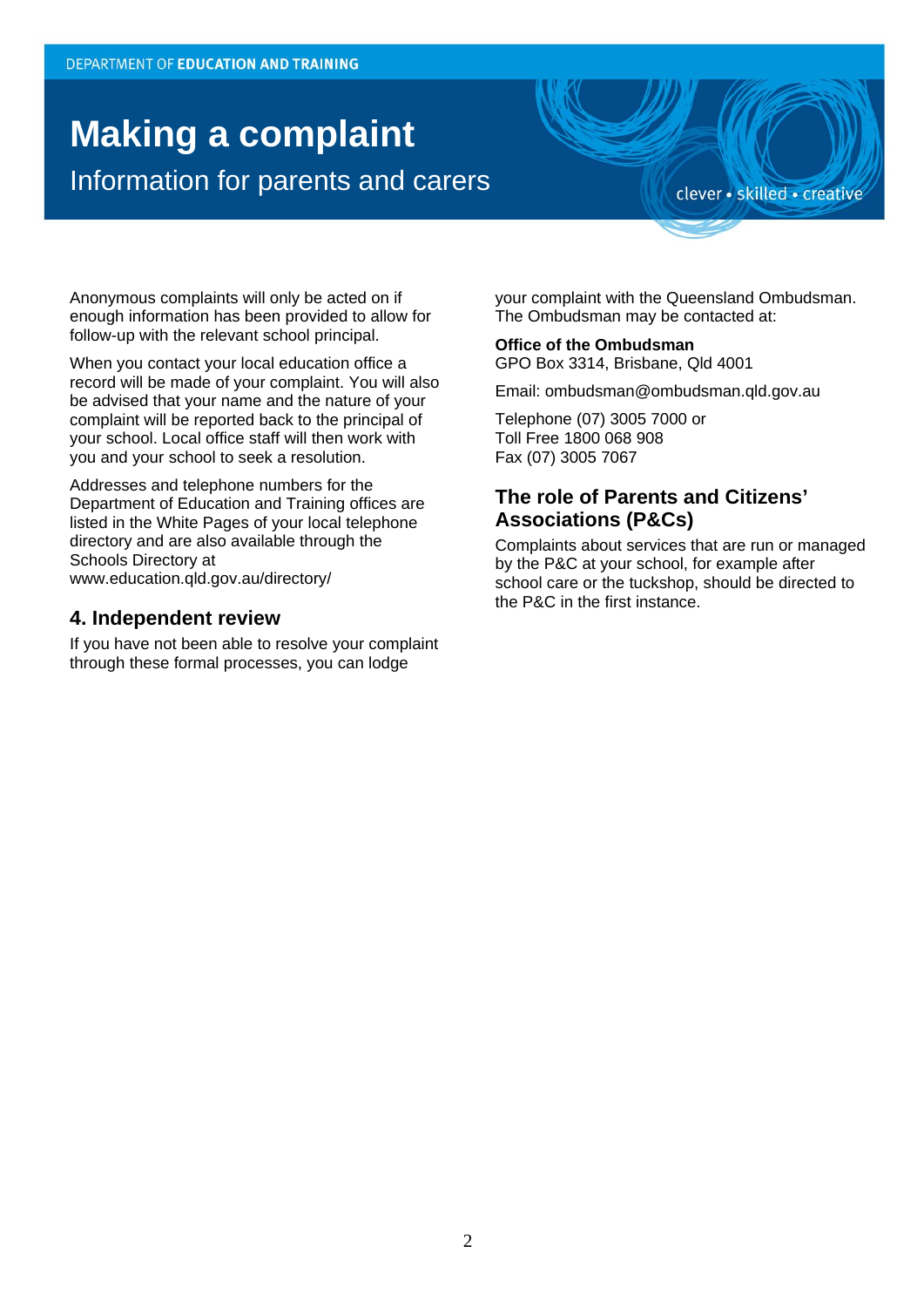DEPARTMENT OF **EDUCATION AND TRAINING**

# Making a complaint

## Information for parents and carers

clever • skilled • creative

Anonymous complaints will only be acted on if enough information has been provided to allow for follow-up with the relevant school principal.

When you contact your local education office a record will be made of your complaint. You will also be advised that your name and the nature of your complaint will be reported back to the principal of your school. Local office staff will then work with you and your school to seek a resolution.

Addresses and telephone numbers for the Department of Education and Training offices are listed in the White Pages of your local telephone directory and are also available through the Schools Directory at www.education.qld.gov.au/directory/

### 4. Independent review

If you have not been able to resolve your complaint through these formal processes, you can lodge your complaint with the Queensland Ombudsman. The Ombudsman may be contacted at:

**Office of the Ombudsman**
GPO Box 3314, Brisbane, Qld 4001

Email: ombudsman@ombudsman.qld.gov.au

Telephone (07) 3005 7000 or
Toll Free 1800 068 908
Fax (07) 3005 7067

### The role of Parents and Citizens' Associations (P&Cs)

Complaints about services that are run or managed by the P&C at your school, for example after school care or the tuckshop, should be directed to the P&C in the first instance.